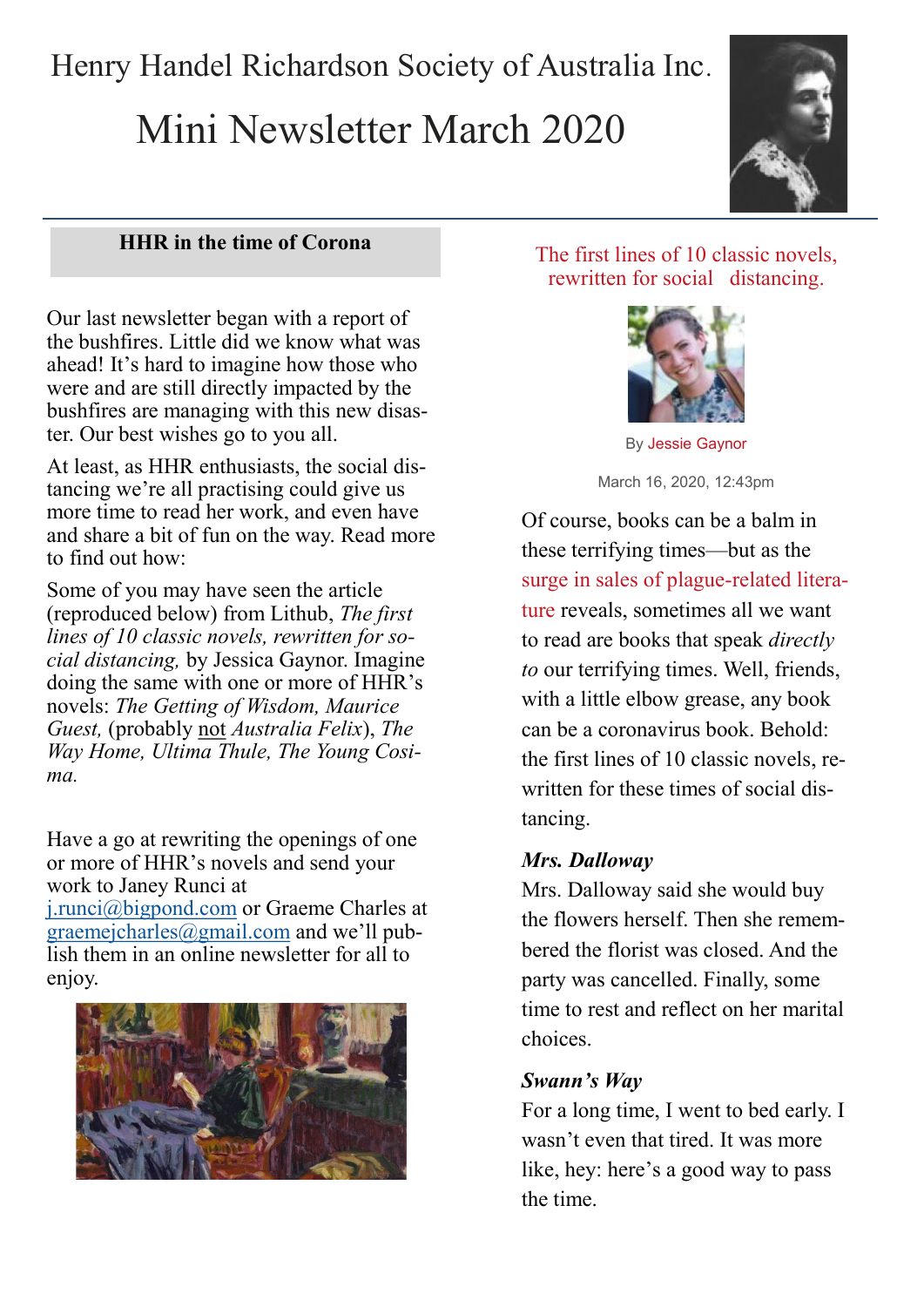# Henry Handel Richardson Society of Australia Inc.

## Mini Newsletter March 2020

### HHR in the time of Corona

Our last newsletter began with a report of the bushfires. Little did we know what was ahead! It's hard to imagine how those who were and are still directly impacted by the bushfires are managing with this new disaster. Our best wishes go to you all.

At least, as HHR enthusiasts, the social distancing we're all practising could give us more time to read her work, and even have and share a bit of fun on the way. Read more to find out how:

Some of you may have seen the article (reproduced below) from Lithub, *The first lines of 10 classic novels, rewritten for social distancing,* by Jessica Gaynor. Imagine doing the same with one or more of HHR's novels: *The Getting of Wisdom, Maurice Guest,* (probably not *Australia Felix*), *The Way Home, Ultima Thule, The Young Cosima.*

Have a go at rewriting the openings of one or more of HHR's novels and send your work to Janey Runci at j.runci@bigpond.com or Graeme Charles at graemejcharles@gmail.com and we'll publish them in an online newsletter for all to enjoy.

### The first lines of 10 classic novels, rewritten for social distancing.

By Jessie Gaynor

March 16, 2020, 12:43pm

Of course, books can be a balm in these terrifying times—but as the surge in sales of plague-related literature reveals, sometimes all we want to read are books that speak *directly to* our terrifying times. Well, friends, with a little elbow grease, any book can be a coronavirus book. Behold: the first lines of 10 classic novels, rewritten for these times of social distancing.

***Mrs. Dalloway***

Mrs. Dalloway said she would buy the flowers herself. Then she remembered the florist was closed. And the party was cancelled. Finally, some time to rest and reflect on her marital choices.

***Swann's Way***

For a long time, I went to bed early. I wasn't even that tired. It was more like, hey: here's a good way to pass the time.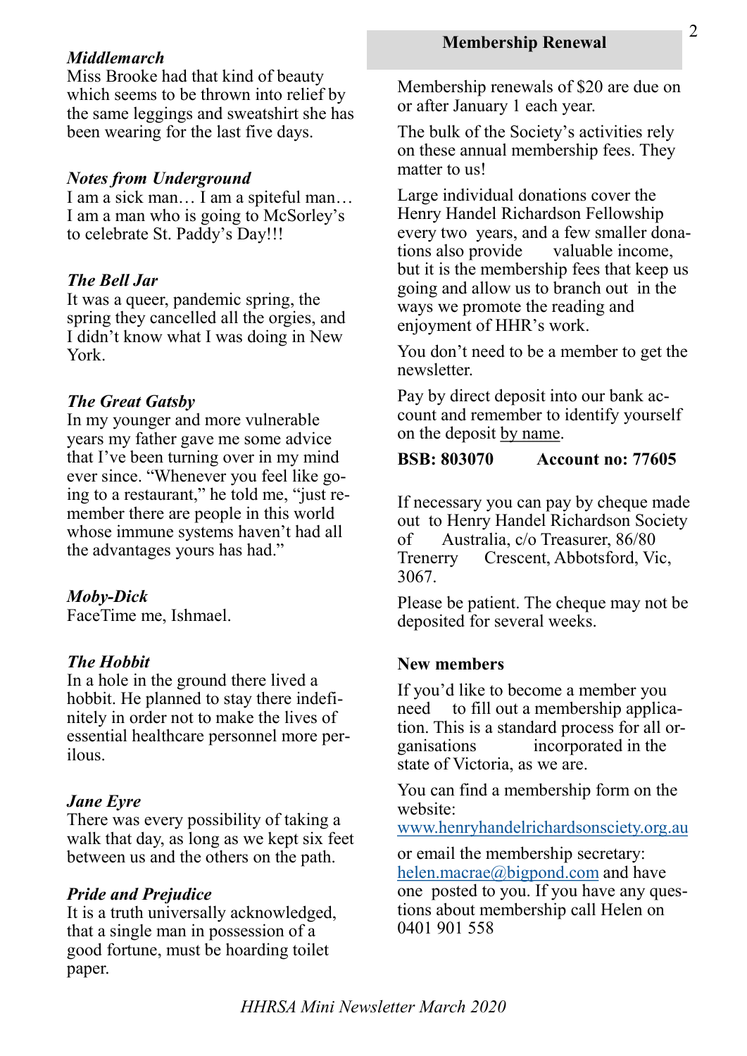### *Middlemarch*

Miss Brooke had that kind of beauty which seems to be thrown into relief by the same leggings and sweatshirt she has been wearing for the last five days.

### *Notes from Underground*

I am a sick man… I am a spiteful man… I am a man who is going to McSorley's to celebrate St. Paddy's Day!!!

### *The Bell Jar*

It was a queer, pandemic spring, the spring they cancelled all the orgies, and I didn't know what I was doing in New York.

### *The Great Gatsby*

In my younger and more vulnerable years my father gave me some advice that I've been turning over in my mind ever since. "Whenever you feel like going to a restaurant," he told me, "just remember there are people in this world whose immune systems haven't had all the advantages yours has had."

### *Moby-Dick*

FaceTime me, Ishmael.

### *The Hobbit*

In a hole in the ground there lived a hobbit. He planned to stay there indefinitely in order not to make the lives of essential healthcare personnel more perilous.

### *Jane Eyre*

There was every possibility of taking a walk that day, as long as we kept six feet between us and the others on the path.

### *Pride and Prejudice*

It is a truth universally acknowledged, that a single man in possession of a good fortune, must be hoarding toilet paper.

## Membership Renewal

Membership renewals of $20 are due on or after January 1 each year.

The bulk of the Society's activities rely on these annual membership fees. They matter to us!

Large individual donations cover the Henry Handel Richardson Fellowship every two years, and a few smaller donations also provide valuable income, but it is the membership fees that keep us going and allow us to branch out in the ways we promote the reading and enjoyment of HHR's work.

You don't need to be a member to get the newsletter.

Pay by direct deposit into our bank account and remember to identify yourself on the deposit by name.

**BSB: 803070 Account no: 77605**

If necessary you can pay by cheque made out to Henry Handel Richardson Society of Australia, c/o Treasurer, 86/80 Trenerry Crescent, Abbotsford, Vic, 3067.

Please be patient. The cheque may not be deposited for several weeks.

### New members

If you'd like to become a member you need to fill out a membership application. This is a standard process for all organisations incorporated in the state of Victoria, as we are.

You can find a membership form on the website: www.henryhandelrichardsonsciety.org.au

or email the membership secretary: helen.macrae@bigpond.com and have one posted to you. If you have any questions about membership call Helen on 0401 901 558

*HHRSA Mini Newsletter March 2020*